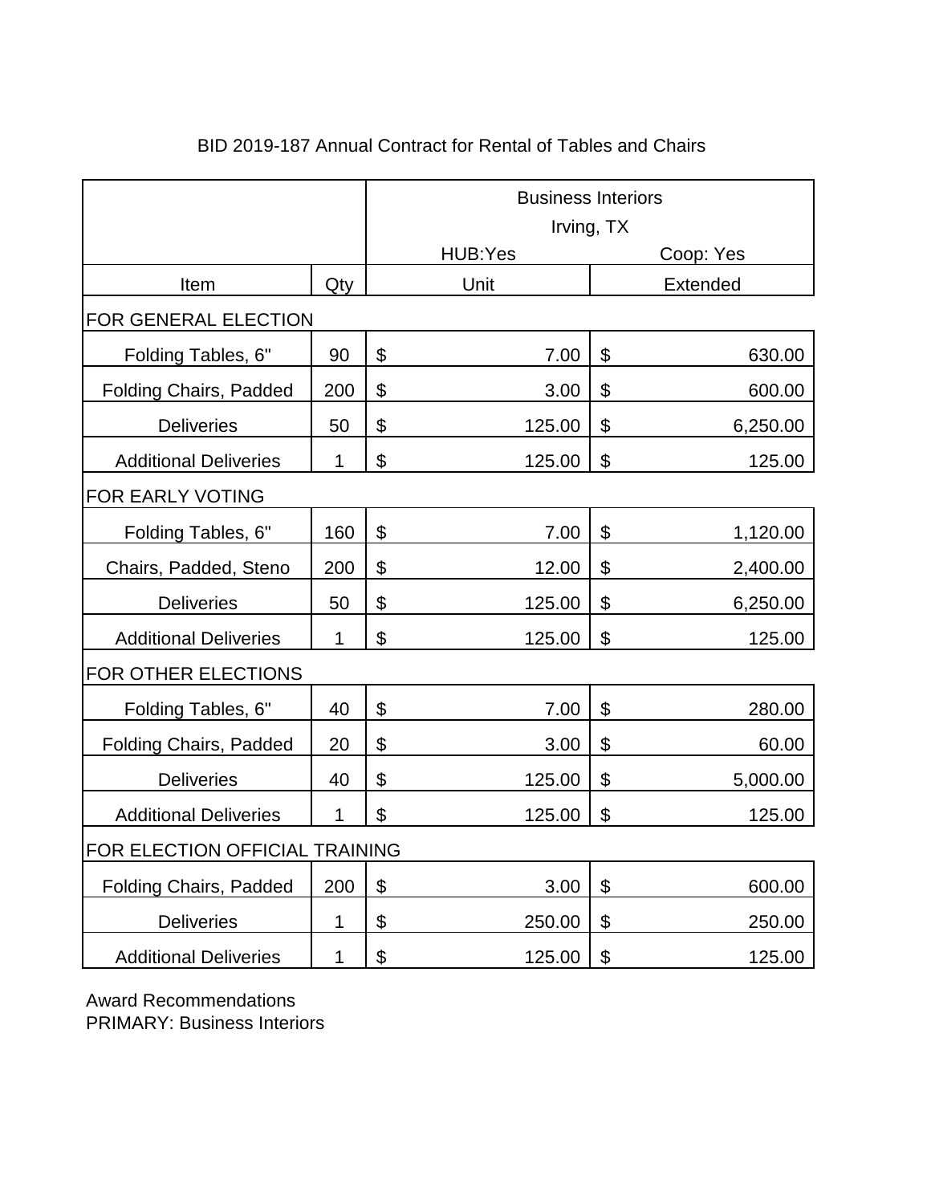BID 2019-187 Annual Contract for Rental of Tables and Chairs

| | | Business Interiors Irving, TX | |
|---|---|---|---|
| | | HUB:Yes | Coop: Yes |
| Item | Qty | Unit | Extended |
| FOR GENERAL ELECTION | | | |
| Folding Tables, 6" | 90 | $ 7.00 | $ 630.00 |
| Folding Chairs, Padded | 200 | $ 3.00 | $ 600.00 |
| Deliveries | 50 | $ 125.00 | $ 6,250.00 |
| Additional Deliveries | 1 | $ 125.00 | $ 125.00 |
| FOR EARLY VOTING | | | |
| Folding Tables, 6" | 160 | $ 7.00 | $ 1,120.00 |
| Chairs, Padded, Steno | 200 | $ 12.00 | $ 2,400.00 |
| Deliveries | 50 | $ 125.00 | $ 6,250.00 |
| Additional Deliveries | 1 | $ 125.00 | $ 125.00 |
| FOR OTHER ELECTIONS | | | |
| Folding Tables, 6" | 40 | $ 7.00 | $ 280.00 |
| Folding Chairs, Padded | 20 | $ 3.00 | $ 60.00 |
| Deliveries | 40 | $ 125.00 | $ 5,000.00 |
| Additional Deliveries | 1 | $ 125.00 | $ 125.00 |
| FOR ELECTION OFFICIAL TRAINING | | | |
| Folding Chairs, Padded | 200 | $ 3.00 | $ 600.00 |
| Deliveries | 1 | $ 250.00 | $ 250.00 |
| Additional Deliveries | 1 | $ 125.00 | $ 125.00 |

Award Recommendations
PRIMARY: Business Interiors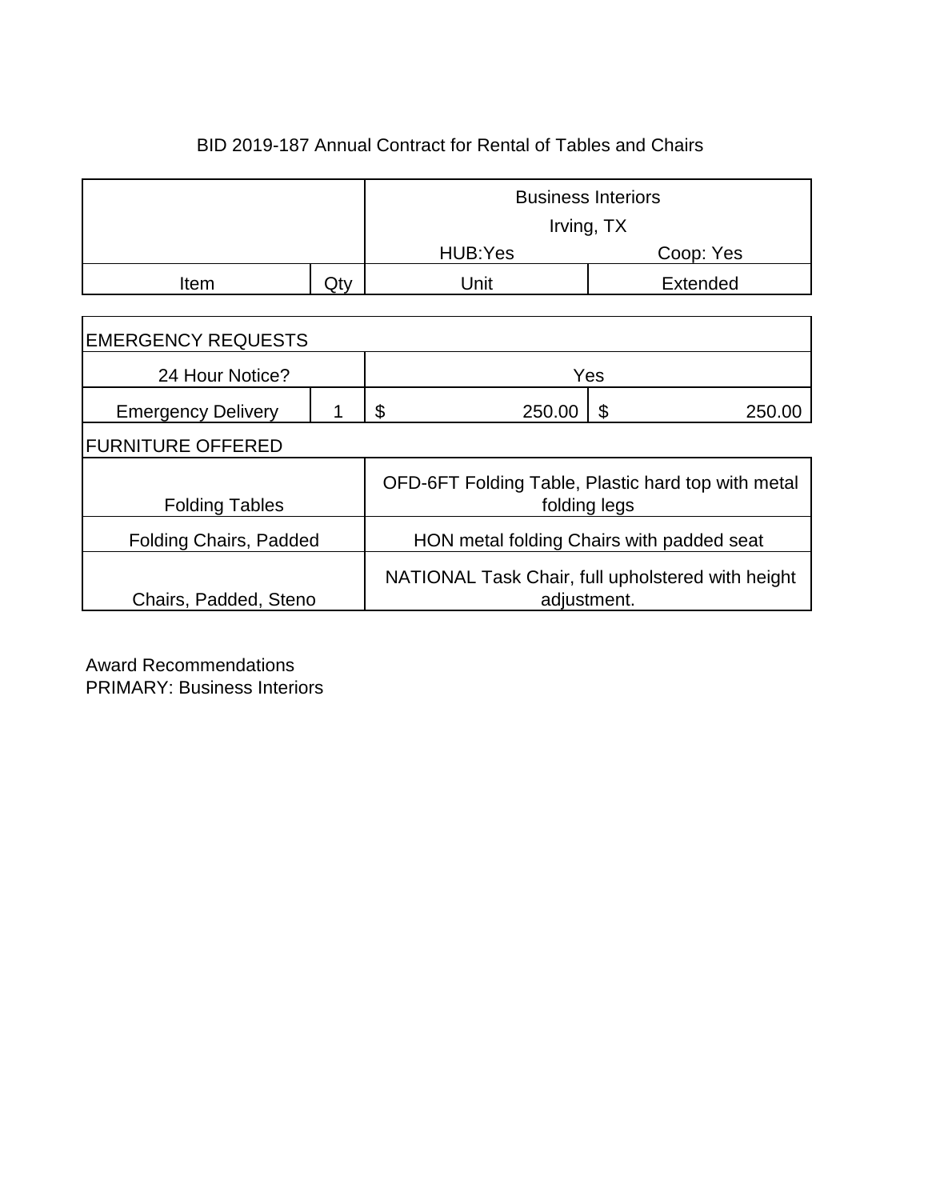BID 2019-187 Annual Contract for Rental of Tables and Chairs

| | | Business Interiors<br>Irving, TX<br>HUB:Yes | Coop: Yes |
|---|---|---|---|
| Item | Qty | Unit | Extended |
| EMERGENCY REQUESTS | | | |
| 24 Hour Notice? | | Yes | |
| Emergency Delivery | 1 | $ 250.00 | $ 250.00 |
| FURNITURE OFFERED | | | |
| Folding Tables | | OFD-6FT Folding Table, Plastic hard top with metal folding legs | |
| Folding Chairs, Padded | | HON metal folding Chairs with padded seat | |
| Chairs, Padded, Steno | | NATIONAL Task Chair, full upholstered with height adjustment. | |

Award Recommendations
PRIMARY: Business Interiors